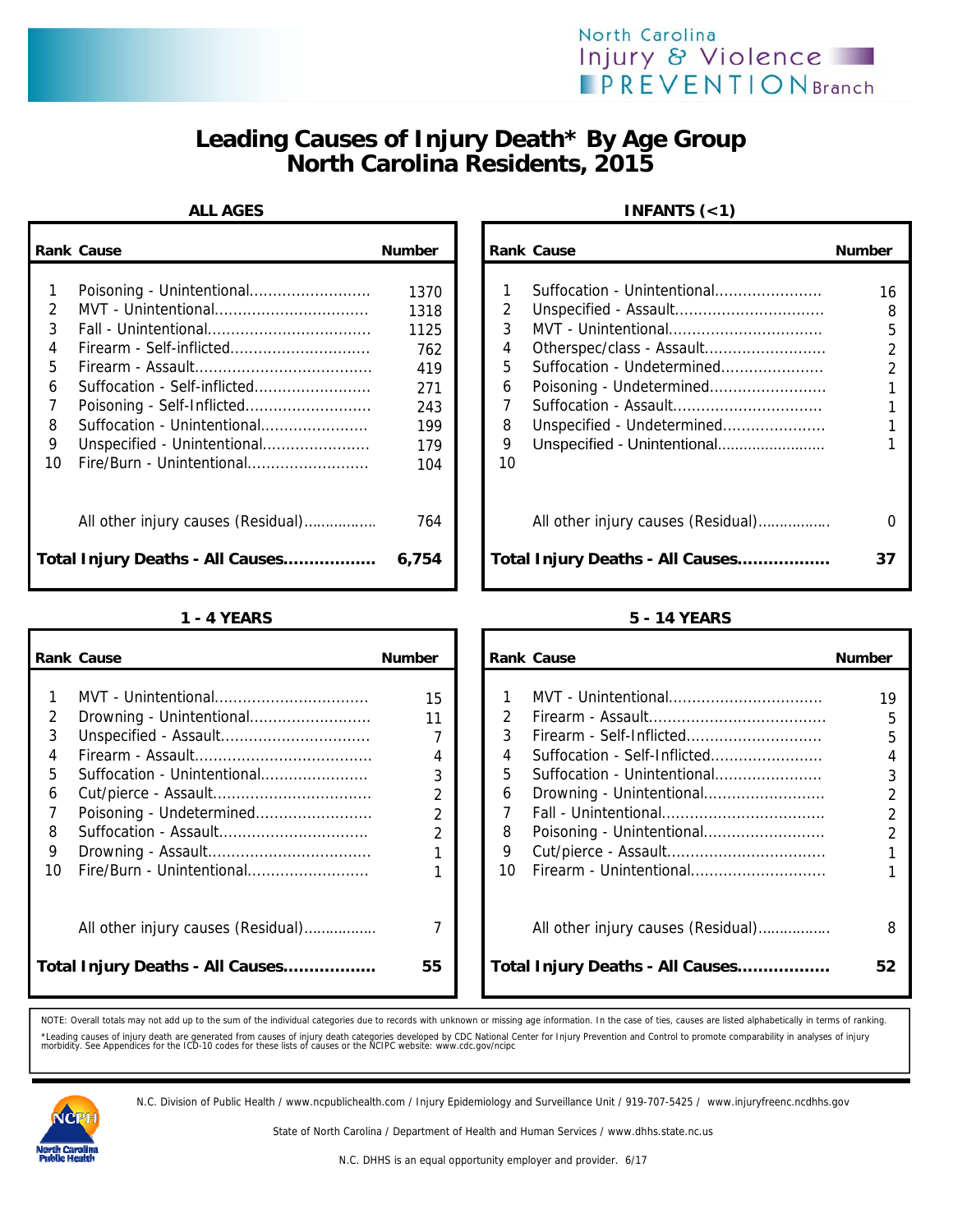North Carolina Injury & Violence PREVENTION Branch

# Leading Causes of Injury Death* By Age Group North Carolina Residents, 2015

## ALL AGES

| Rank | Cause | Number |
|---|---|---|
| 1 | Poisoning - Unintentional | 1370 |
| 2 | MVT - Unintentional | 1318 |
| 3 | Fall - Unintentional | 1125 |
| 4 | Firearm - Self-inflicted | 762 |
| 5 | Firearm - Assault | 419 |
| 6 | Suffocation - Self-inflicted | 271 |
| 7 | Poisoning - Self-Inflicted | 243 |
| 8 | Suffocation - Unintentional | 199 |
| 9 | Unspecified - Unintentional | 179 |
| 10 | Fire/Burn - Unintentional | 104 |
| | All other injury causes (Residual) | 764 |
| | **Total Injury Deaths - All Causes** | **6,754** |

## INFANTS (<1)

| Rank | Cause | Number |
|---|---|---|
| 1 | Suffocation - Unintentional | 16 |
| 2 | Unspecified - Assault | 8 |
| 3 | MVT - Unintentional | 5 |
| 4 | Otherspec/class - Assault | 2 |
| 5 | Suffocation - Undetermined | 2 |
| 6 | Poisoning - Undetermined | 1 |
| 7 | Suffocation - Assault | 1 |
| 8 | Unspecified - Undetermined | 1 |
| 9 | Unspecified - Unintentional | 1 |
| 10 | | |
| | All other injury causes (Residual) | 0 |
| | **Total Injury Deaths - All Causes** | **37** |

## 1 - 4 YEARS

| Rank | Cause | Number |
|---|---|---|
| 1 | MVT - Unintentional | 15 |
| 2 | Drowning - Unintentional | 11 |
| 3 | Unspecified - Assault | 7 |
| 4 | Firearm - Assault | 4 |
| 5 | Suffocation - Unintentional | 3 |
| 6 | Cut/pierce - Assault | 2 |
| 7 | Poisoning - Undetermined | 2 |
| 8 | Suffocation - Assault | 2 |
| 9 | Drowning - Assault | 1 |
| 10 | Fire/Burn - Unintentional | 1 |
| | All other injury causes (Residual) | 7 |
| | **Total Injury Deaths - All Causes** | **55** |

## 5 - 14 YEARS

| Rank | Cause | Number |
|---|---|---|
| 1 | MVT - Unintentional | 19 |
| 2 | Firearm - Assault | 5 |
| 3 | Firearm - Self-Inflicted | 5 |
| 4 | Suffocation - Self-Inflicted | 4 |
| 5 | Suffocation - Unintentional | 3 |
| 6 | Drowning - Unintentional | 2 |
| 7 | Fall - Unintentional | 2 |
| 8 | Poisoning - Unintentional | 2 |
| 9 | Cut/pierce - Assault | 1 |
| 10 | Firearm - Unintentional | 1 |
| | All other injury causes (Residual) | 8 |
| | **Total Injury Deaths - All Causes** | **52** |

NOTE: Overall totals may not add up to the sum of the individual categories due to records with unknown or missing age information. In the case of ties, causes are listed alphabetically in terms of ranking.

*Leading causes of injury death are generated from causes of injury death categories developed by CDC National Center for Injury Prevention and Control to promote comparability in analyses of injury morbidity. See Appendices for the ICD-10 codes for these lists of causes or the NCIPC website: www.cdc.gov/ncipc

N.C. Division of Public Health / www.ncpublichealth.com / Injury Epidemiology and Surveillance Unit / 919-707-5425 / www.injuryfreenc.ncdhhs.gov

State of North Carolina / Department of Health and Human Services / www.dhhs.state.nc.us

N.C. DHHS is an equal opportunity employer and provider. 6/17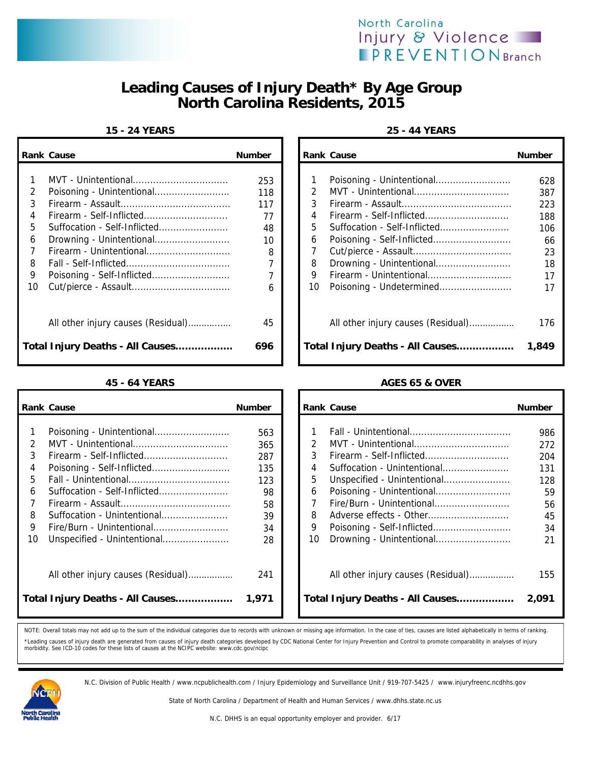North Carolina Injury & Violence PREVENTION Branch

# Leading Causes of Injury Death* By Age Group
# North Carolina Residents, 2015

### 15 - 24 YEARS

| Rank | Cause | Number |
|---|---|---|
| 1 | MVT - Unintentional | 253 |
| 2 | Poisoning - Unintentional | 118 |
| 3 | Firearm - Assault | 117 |
| 4 | Firearm - Self-Inflicted | 77 |
| 5 | Suffocation - Self-Inflicted | 48 |
| 6 | Drowning - Unintentional | 10 |
| 7 | Firearm - Unintentional | 8 |
| 8 | Fall - Self-Inflicted | 7 |
| 9 | Poisoning - Self-Inflicted | 7 |
| 10 | Cut/pierce - Assault | 6 |
| | All other injury causes (Residual) | 45 |
| | **Total Injury Deaths - All Causes** | **696** |

### 25 - 44 YEARS

| Rank | Cause | Number |
|---|---|---|
| 1 | Poisoning - Unintentional | 628 |
| 2 | MVT - Unintentional | 387 |
| 3 | Firearm - Assault | 223 |
| 4 | Firearm - Self-Inflicted | 188 |
| 5 | Suffocation - Self-Inflicted | 106 |
| 6 | Poisoning - Self-Inflicted | 66 |
| 7 | Cut/pierce - Assault | 23 |
| 8 | Drowning - Unintentional | 18 |
| 9 | Firearm - Unintentional | 17 |
| 10 | Poisoning - Undetermined | 17 |
| | All other injury causes (Residual) | 176 |
| | **Total Injury Deaths - All Causes** | **1,849** |

### 45 - 64 YEARS

| Rank | Cause | Number |
|---|---|---|
| 1 | Poisoning - Unintentional | 563 |
| 2 | MVT - Unintentional | 365 |
| 3 | Firearm - Self-Inflicted | 287 |
| 4 | Poisoning - Self-Inflicted | 135 |
| 5 | Fall - Unintentional | 123 |
| 6 | Suffocation - Self-Inflicted | 98 |
| 7 | Firearm - Assault | 58 |
| 8 | Suffocation - Unintentional | 39 |
| 9 | Fire/Burn - Unintentional | 34 |
| 10 | Unspecified - Unintentional | 28 |
| | All other injury causes (Residual) | 241 |
| | **Total Injury Deaths - All Causes** | **1,971** |

### AGES 65 & OVER

| Rank | Cause | Number |
|---|---|---|
| 1 | Fall - Unintentional | 986 |
| 2 | MVT - Unintentional | 272 |
| 3 | Firearm - Self-Inflicted | 204 |
| 4 | Suffocation - Unintentional | 131 |
| 5 | Unspecified - Unintentional | 128 |
| 6 | Poisoning - Unintentional | 59 |
| 7 | Fire/Burn - Unintentional | 56 |
| 8 | Adverse effects - Other | 45 |
| 9 | Poisoning - Self-Inflicted | 34 |
| 10 | Drowning - Unintentional | 21 |
| | All other injury causes (Residual) | 155 |
| | **Total Injury Deaths - All Causes** | **2,091** |

NOTE: Overall totals may not add up to the sum of the individual categories due to records with unknown or missing age information. In the case of ties, causes are listed alphabetically in terms of ranking.

*Leading causes of injury death are generated from causes of injury death categories developed by CDC National Center for Injury Prevention and Control to promote comparability in analyses of injury morbidity. See ICD-10 codes for these lists of causes at the NCIPC website: www.cdc.gov/ncipc

N.C. Division of Public Health / www.ncpublichealth.com / Injury Epidemiology and Surveillance Unit / 919-707-5425 / www.injuryfreenc.ncdhhs.gov

State of North Carolina / Department of Health and Human Services / www.dhhs.state.nc.us

N.C. DHHS is an equal opportunity employer and provider. 6/17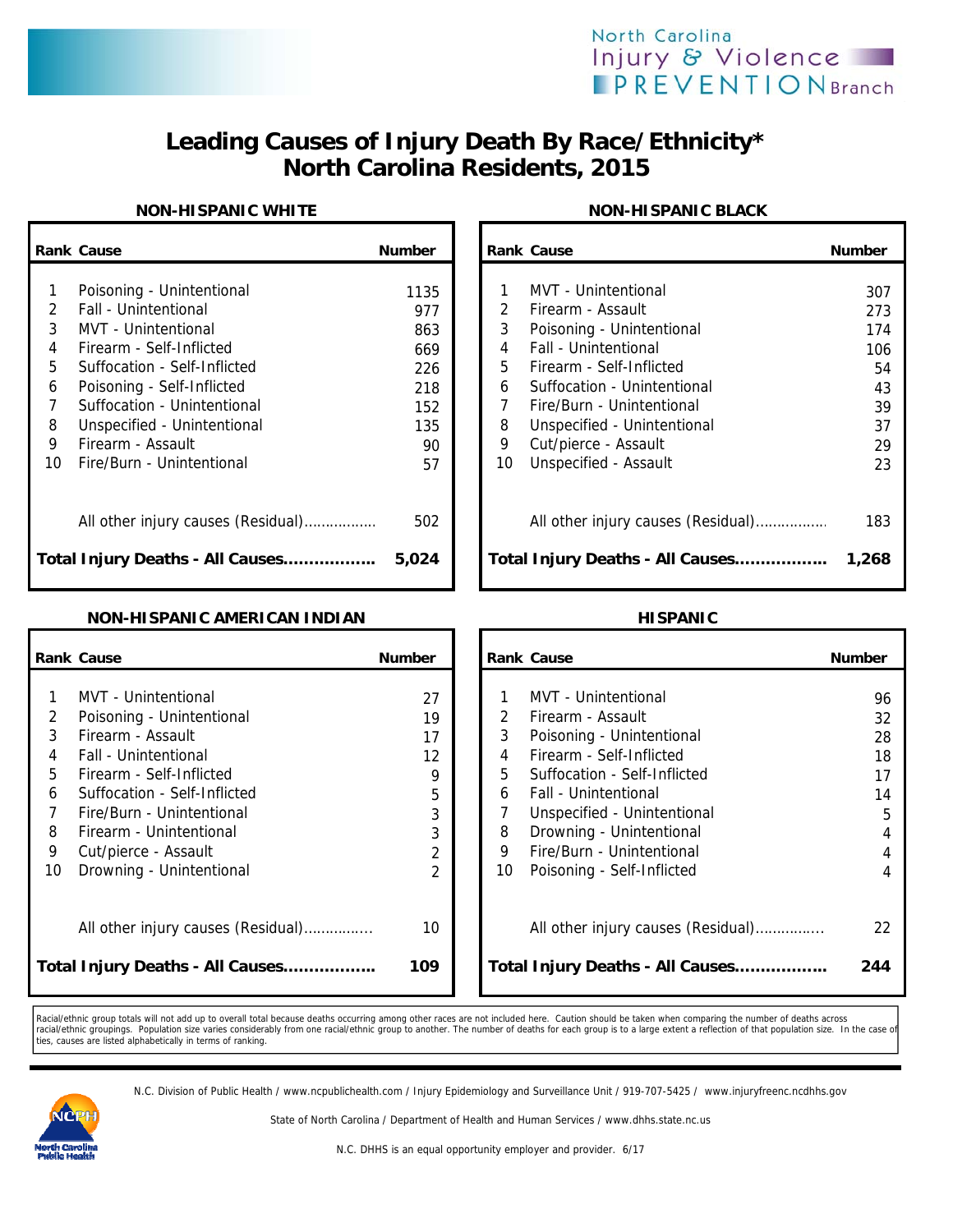# Leading Causes of Injury Death By Race/Ethnicity*
# North Carolina Residents, 2015

### NON-HISPANIC WHITE

| Rank | Cause | Number |
|---|---|---|
| 1 | Poisoning - Unintentional | 1135 |
| 2 | Fall - Unintentional | 977 |
| 3 | MVT - Unintentional | 863 |
| 4 | Firearm - Self-Inflicted | 669 |
| 5 | Suffocation - Self-Inflicted | 226 |
| 6 | Poisoning - Self-Inflicted | 218 |
| 7 | Suffocation - Unintentional | 152 |
| 8 | Unspecified - Unintentional | 135 |
| 9 | Firearm - Assault | 90 |
| 10 | Fire/Burn - Unintentional | 57 |
| | All other injury causes (Residual)................. | 502 |
| | **Total Injury Deaths - All Causes..................** | **5,024** |

### NON-HISPANIC BLACK

| Rank | Cause | Number |
|---|---|---|
| 1 | MVT - Unintentional | 307 |
| 2 | Firearm - Assault | 273 |
| 3 | Poisoning - Unintentional | 174 |
| 4 | Fall - Unintentional | 106 |
| 5 | Firearm - Self-Inflicted | 54 |
| 6 | Suffocation - Unintentional | 43 |
| 7 | Fire/Burn - Unintentional | 39 |
| 8 | Unspecified - Unintentional | 37 |
| 9 | Cut/pierce - Assault | 29 |
| 10 | Unspecified - Assault | 23 |
| | All other injury causes (Residual)................. | 183 |
| | **Total Injury Deaths - All Causes..................** | **1,268** |

### NON-HISPANIC AMERICAN INDIAN

| Rank | Cause | Number |
|---|---|---|
| 1 | MVT - Unintentional | 27 |
| 2 | Poisoning - Unintentional | 19 |
| 3 | Firearm - Assault | 17 |
| 4 | Fall - Unintentional | 12 |
| 5 | Firearm - Self-Inflicted | 9 |
| 6 | Suffocation - Self-Inflicted | 5 |
| 7 | Fire/Burn - Unintentional | 3 |
| 8 | Firearm - Unintentional | 3 |
| 9 | Cut/pierce - Assault | 2 |
| 10 | Drowning - Unintentional | 2 |
| | All other injury causes (Residual)................ | 10 |
| | **Total Injury Deaths - All Causes..................** | **109** |

### HISPANIC

| Rank | Cause | Number |
|---|---|---|
| 1 | MVT - Unintentional | 96 |
| 2 | Firearm - Assault | 32 |
| 3 | Poisoning - Unintentional | 28 |
| 4 | Firearm - Self-Inflicted | 18 |
| 5 | Suffocation - Self-Inflicted | 17 |
| 6 | Fall - Unintentional | 14 |
| 7 | Unspecified - Unintentional | 5 |
| 8 | Drowning - Unintentional | 4 |
| 9 | Fire/Burn - Unintentional | 4 |
| 10 | Poisoning - Self-Inflicted | 4 |
| | All other injury causes (Residual)................ | 22 |
| | **Total Injury Deaths - All Causes..................** | **244** |

Racial/ethnic group totals will not add up to overall total because deaths occurring among other races are not included here. Caution should be taken when comparing the number of deaths across racial/ethnic groupings. Population size varies considerably from one racial/ethnic group to another. The number of deaths for each group is to a large extent a reflection of that population size. In the case of ties, causes are listed alphabetically in terms of ranking.

N.C. Division of Public Health / www.ncpublichealth.com / Injury Epidemiology and Surveillance Unit / 919-707-5425 / www.injuryfreenc.ncdhhs.gov

State of North Carolina / Department of Health and Human Services / www.dhhs.state.nc.us

N.C. DHHS is an equal opportunity employer and provider. 6/17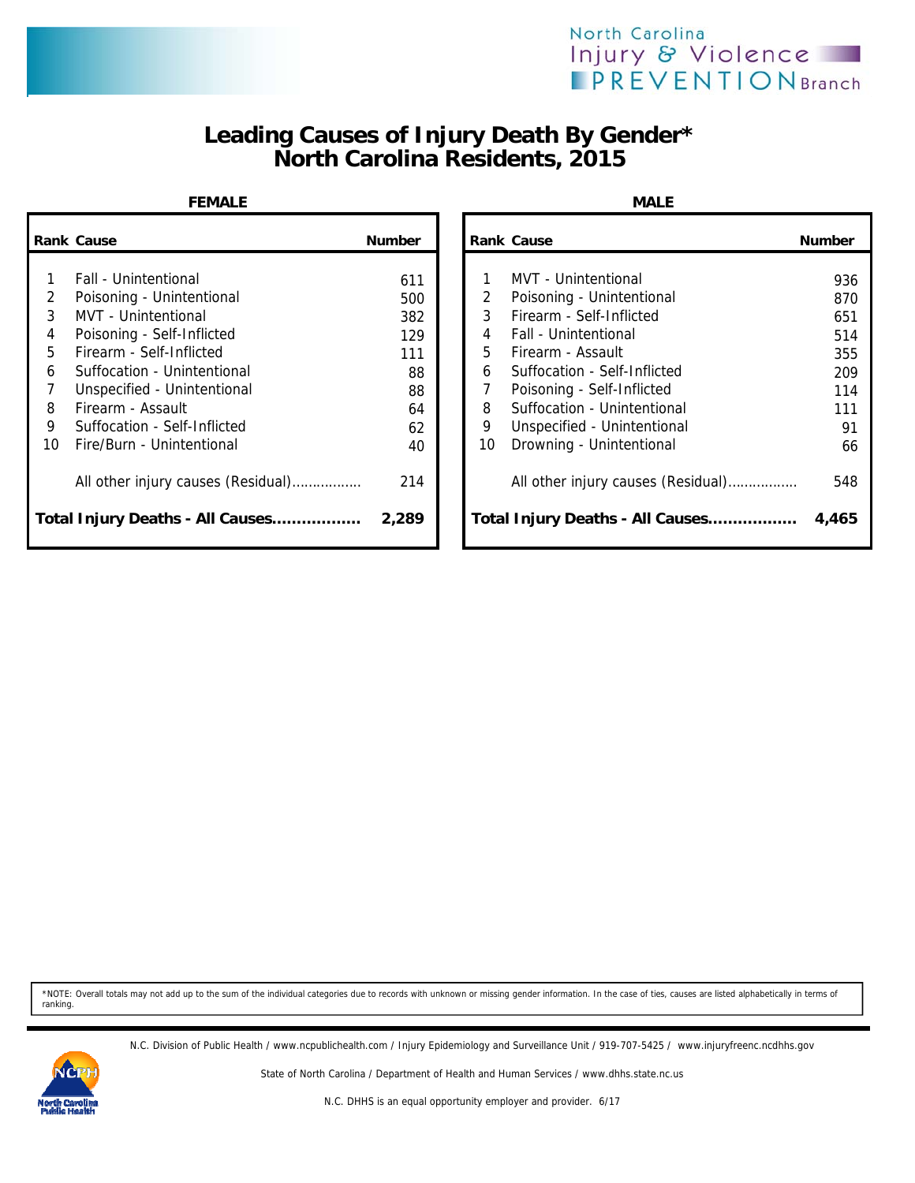North Carolina Injury & Violence PREVENTION Branch

# Leading Causes of Injury Death By Gender*
# North Carolina Residents, 2015

**FEMALE**

| Rank | Cause | Number |
|---|---|---|
| 1 | Fall - Unintentional | 611 |
| 2 | Poisoning - Unintentional | 500 |
| 3 | MVT - Unintentional | 382 |
| 4 | Poisoning - Self-Inflicted | 129 |
| 5 | Firearm - Self-Inflicted | 111 |
| 6 | Suffocation - Unintentional | 88 |
| 7 | Unspecified - Unintentional | 88 |
| 8 | Firearm - Assault | 64 |
| 9 | Suffocation - Self-Inflicted | 62 |
| 10 | Fire/Burn - Unintentional | 40 |
| | All other injury causes (Residual)................. | 214 |
| | **Total Injury Deaths - All Causes..................** | **2,289** |

**MALE**

| Rank | Cause | Number |
|---|---|---|
| 1 | MVT - Unintentional | 936 |
| 2 | Poisoning - Unintentional | 870 |
| 3 | Firearm - Self-Inflicted | 651 |
| 4 | Fall - Unintentional | 514 |
| 5 | Firearm - Assault | 355 |
| 6 | Suffocation - Self-Inflicted | 209 |
| 7 | Poisoning - Self-Inflicted | 114 |
| 8 | Suffocation - Unintentional | 111 |
| 9 | Unspecified - Unintentional | 91 |
| 10 | Drowning - Unintentional | 66 |
| | All other injury causes (Residual)................. | 548 |
| | **Total Injury Deaths - All Causes..................** | **4,465** |

*NOTE: Overall totals may not add up to the sum of the individual categories due to records with unknown or missing gender information. In the case of ties, causes are listed alphabetically in terms of ranking.

N.C. Division of Public Health / www.ncpublichealth.com / Injury Epidemiology and Surveillance Unit / 919-707-5425 / www.injuryfreenc.ncdhhs.gov

State of North Carolina / Department of Health and Human Services / www.dhhs.state.nc.us

N.C. DHHS is an equal opportunity employer and provider. 6/17